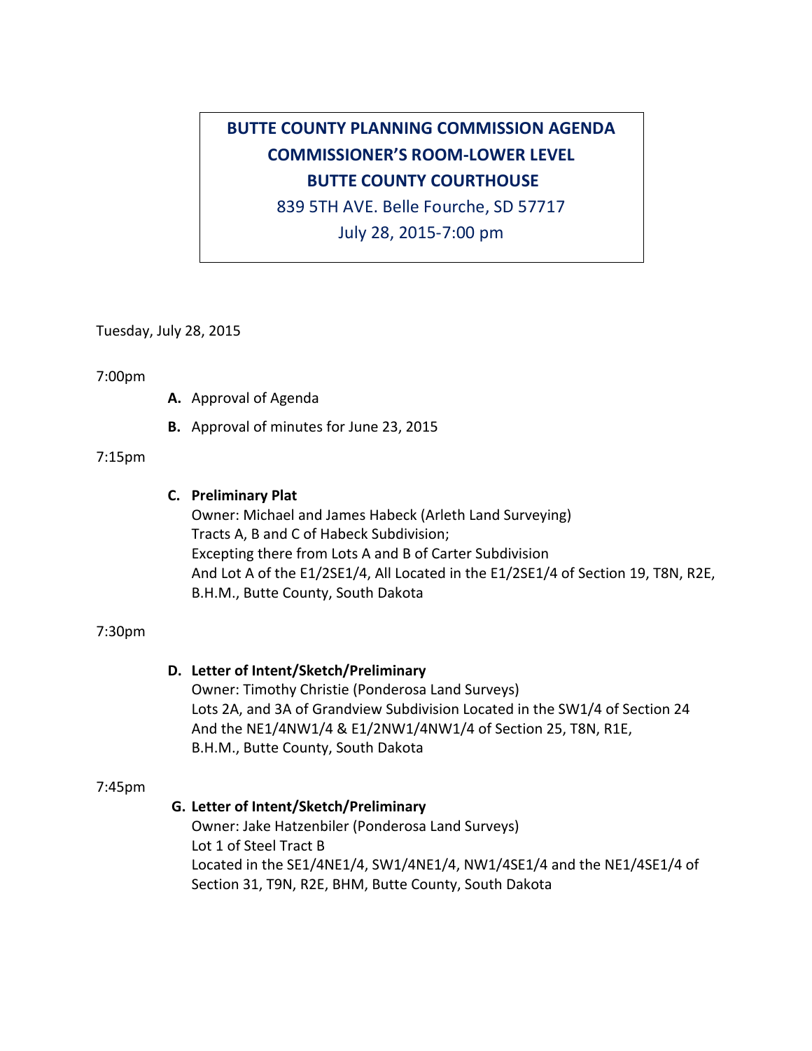# BUTTE COUNTY PLANNING COMMISSION AGENDA
## COMMISSIONER'S ROOM-LOWER LEVEL
## BUTTE COUNTY COURTHOUSE

839 5TH AVE. Belle Fourche, SD 57717

July 28, 2015-7:00 pm

Tuesday, July 28, 2015

7:00pm

**A.** Approval of Agenda

**B.** Approval of minutes for June 23, 2015

7:15pm

**C. Preliminary Plat**
Owner: Michael and James Habeck (Arleth Land Surveying)
Tracts A, B and C of Habeck Subdivision;
Excepting there from Lots A and B of Carter Subdivision
And Lot A of the E1/2SE1/4, All Located in the E1/2SE1/4 of Section 19, T8N, R2E, B.H.M., Butte County, South Dakota

7:30pm

**D. Letter of Intent/Sketch/Preliminary**
Owner: Timothy Christie (Ponderosa Land Surveys)
Lots 2A, and 3A of Grandview Subdivision Located in the SW1/4 of Section 24
And the NE1/4NW1/4 & E1/2NW1/4NW1/4 of Section 25, T8N, R1E,
B.H.M., Butte County, South Dakota

7:45pm

**G. Letter of Intent/Sketch/Preliminary**
Owner: Jake Hatzenbiler (Ponderosa Land Surveys)
Lot 1 of Steel Tract B
Located in the SE1/4NE1/4, SW1/4NE1/4, NW1/4SE1/4 and the NE1/4SE1/4 of Section 31, T9N, R2E, BHM, Butte County, South Dakota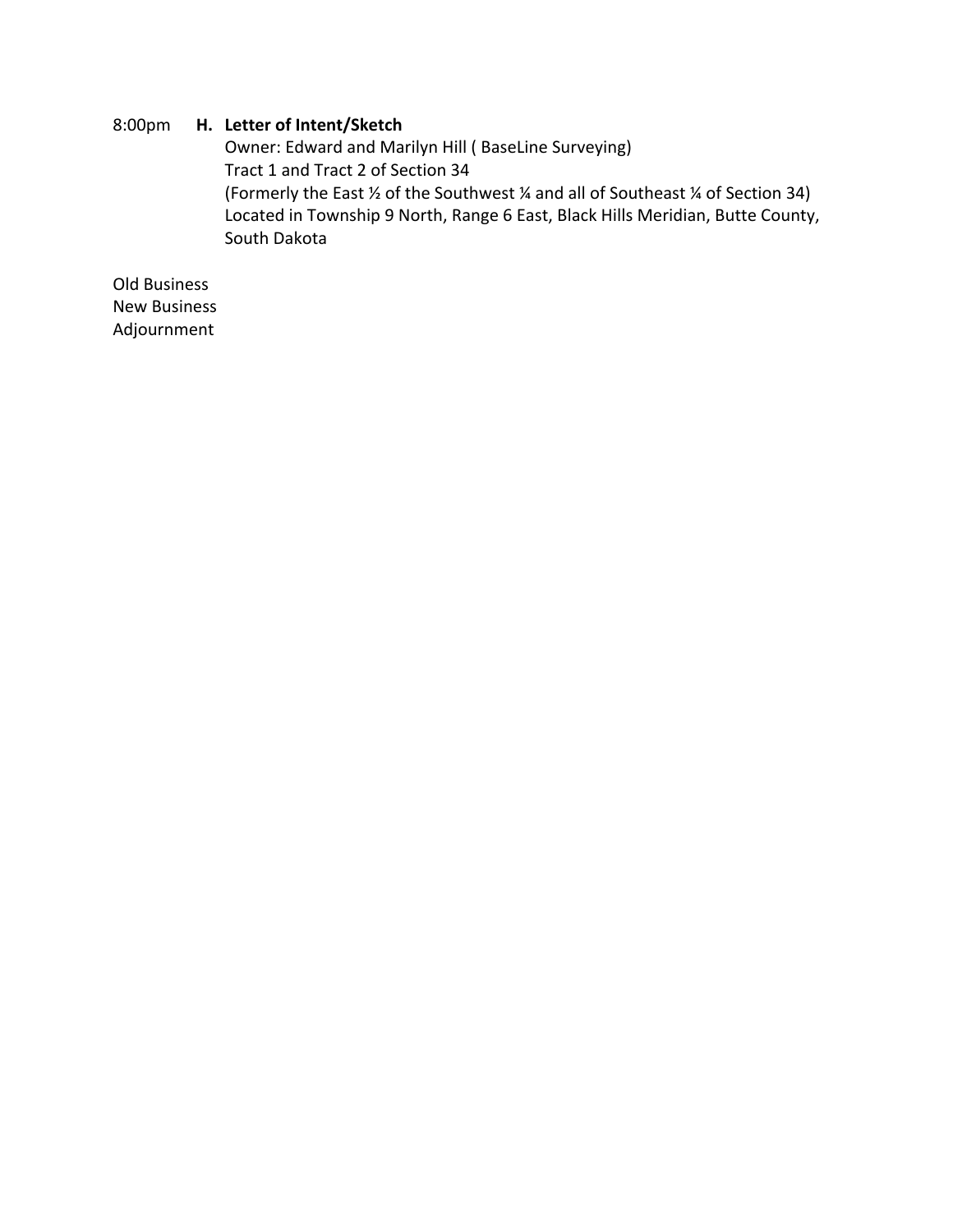8:00pm **H. Letter of Intent/Sketch**

Owner: Edward and Marilyn Hill ( BaseLine Surveying)
Tract 1 and Tract 2 of Section 34
(Formerly the East ½ of the Southwest ¼ and all of Southeast ¼ of Section 34)
Located in Township 9 North, Range 6 East, Black Hills Meridian, Butte County, South Dakota

Old Business
New Business
Adjournment